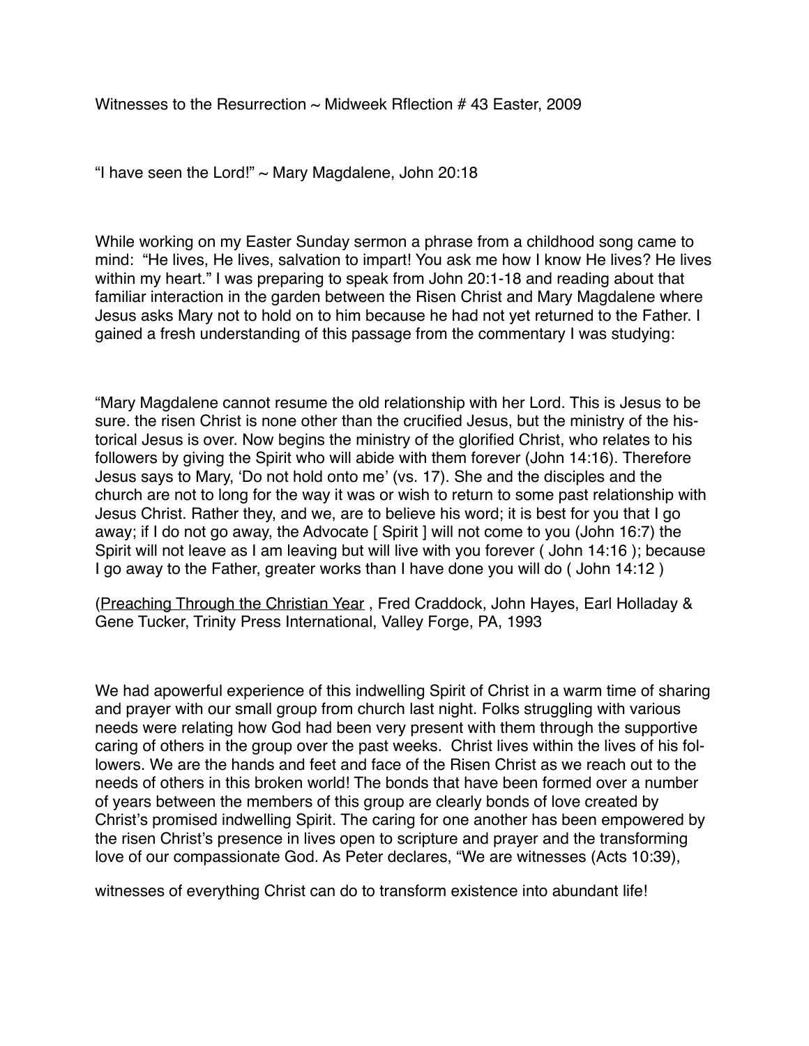Witnesses to the Resurrection ~ Midweek Rflection # 43 Easter, 2009

"I have seen the Lord!" ~ Mary Magdalene, John 20:18

While working on my Easter Sunday sermon a phrase from a childhood song came to mind: "He lives, He lives, salvation to impart! You ask me how I know He lives? He lives within my heart." I was preparing to speak from John 20:1-18 and reading about that familiar interaction in the garden between the Risen Christ and Mary Magdalene where Jesus asks Mary not to hold on to him because he had not yet returned to the Father. I gained a fresh understanding of this passage from the commentary I was studying:

"Mary Magdalene cannot resume the old relationship with her Lord. This is Jesus to be sure. the risen Christ is none other than the crucified Jesus, but the ministry of the historical Jesus is over. Now begins the ministry of the glorified Christ, who relates to his followers by giving the Spirit who will abide with them forever (John 14:16). Therefore Jesus says to Mary, 'Do not hold onto me' (vs. 17). She and the disciples and the church are not to long for the way it was or wish to return to some past relationship with Jesus Christ. Rather they, and we, are to believe his word; it is best for you that I go away; if I do not go away, the Advocate [ Spirit ] will not come to you (John 16:7) the Spirit will not leave as I am leaving but will live with you forever ( John 14:16 ); because I go away to the Father, greater works than I have done you will do ( John 14:12 )

(Preaching Through the Christian Year , Fred Craddock, John Hayes, Earl Holladay & Gene Tucker, Trinity Press International, Valley Forge, PA, 1993

We had apowerful experience of this indwelling Spirit of Christ in a warm time of sharing and prayer with our small group from church last night. Folks struggling with various needs were relating how God had been very present with them through the supportive caring of others in the group over the past weeks. Christ lives within the lives of his followers. We are the hands and feet and face of the Risen Christ as we reach out to the needs of others in this broken world! The bonds that have been formed over a number of years between the members of this group are clearly bonds of love created by Christ's promised indwelling Spirit. The caring for one another has been empowered by the risen Christ's presence in lives open to scripture and prayer and the transforming love of our compassionate God. As Peter declares, "We are witnesses (Acts 10:39),

witnesses of everything Christ can do to transform existence into abundant life!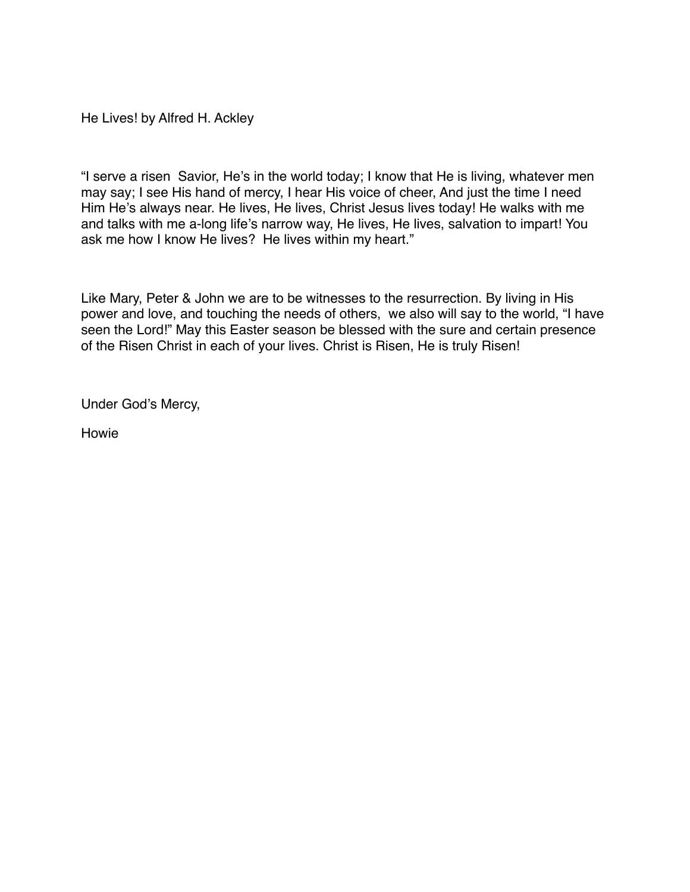He Lives! by Alfred H. Ackley

"I serve a risen Savior, He's in the world today; I know that He is living, whatever men may say; I see His hand of mercy, I hear His voice of cheer, And just the time I need Him He's always near. He lives, He lives, Christ Jesus lives today! He walks with me and talks with me a-long life's narrow way, He lives, He lives, salvation to impart! You ask me how I know He lives? He lives within my heart."

Like Mary, Peter & John we are to be witnesses to the resurrection. By living in His power and love, and touching the needs of others, we also will say to the world, "I have seen the Lord!" May this Easter season be blessed with the sure and certain presence of the Risen Christ in each of your lives. Christ is Risen, He is truly Risen!

Under God's Mercy,

Howie